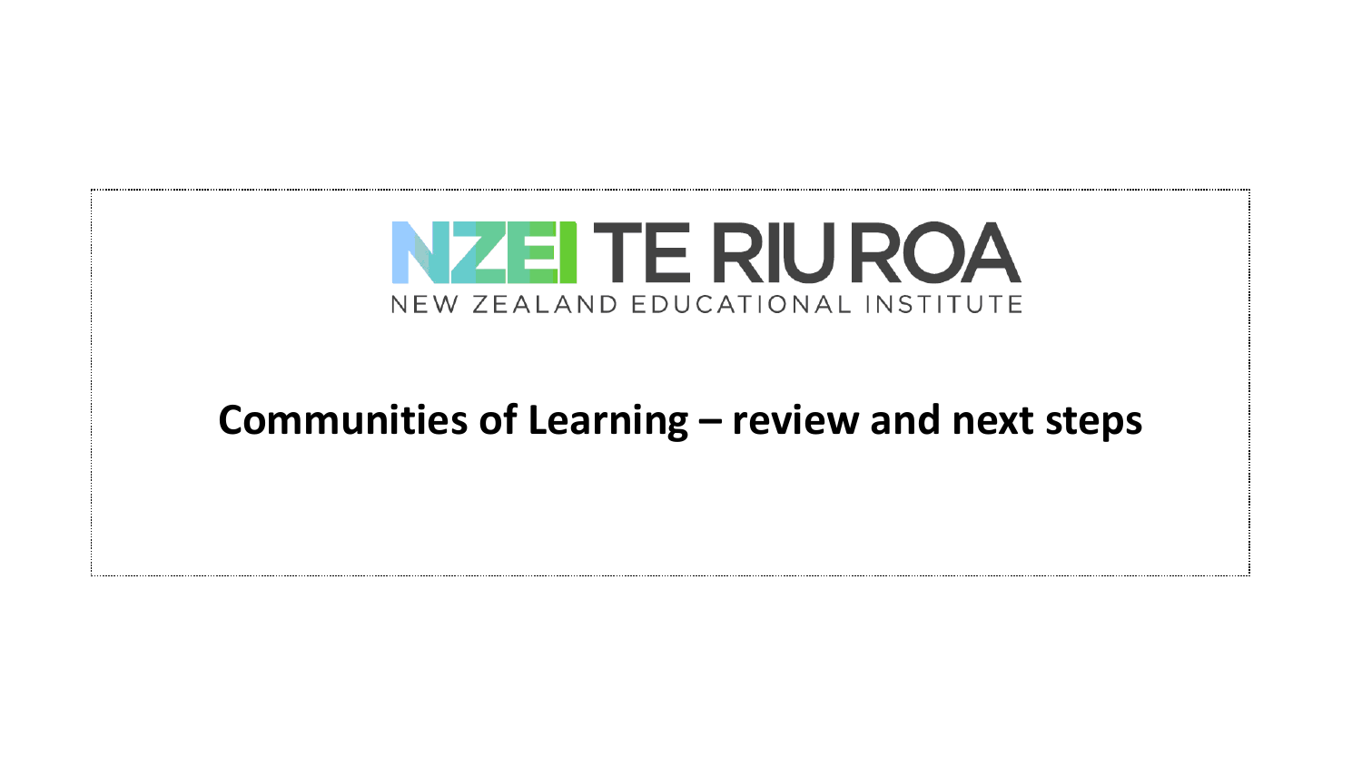NZEI TE RIU ROA

NEW ZEALAND EDUCATIONAL INSTITUTE

# Communities of Learning – review and next steps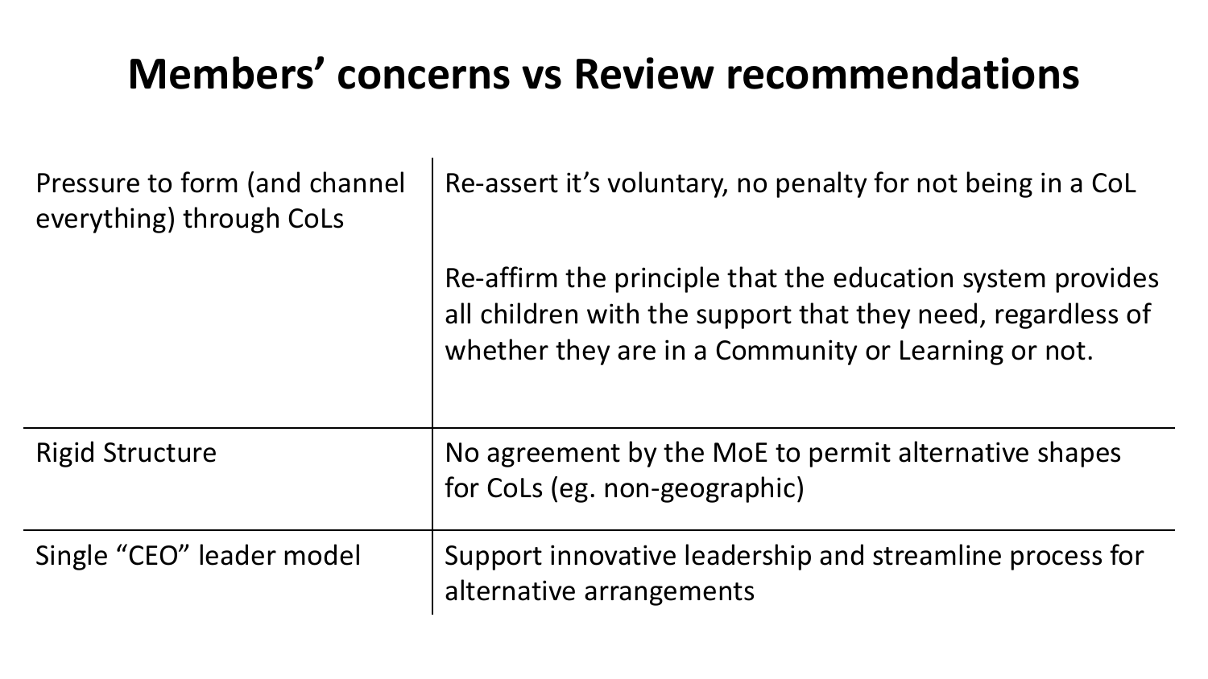# Members' concerns vs Review recommendations

| | |
|---|---|
| Pressure to form (and channel everything) through CoLs | Re-assert it's voluntary, no penalty for not being in a CoL<br><br>Re-affirm the principle that the education system provides all children with the support that they need, regardless of whether they are in a Community or Learning or not. |
| Rigid Structure | No agreement by the MoE to permit alternative shapes for CoLs (eg. non-geographic) |
| Single "CEO" leader model | Support innovative leadership and streamline process for alternative arrangements |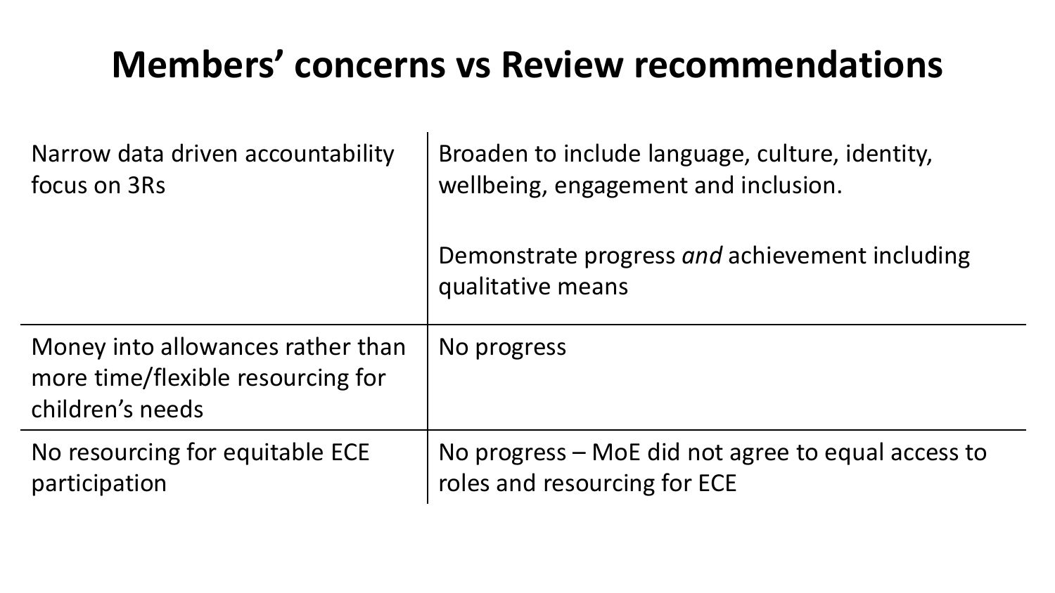# Members' concerns vs Review recommendations

| Members' concerns | Review recommendations |
|---|---|
| Narrow data driven accountability focus on 3Rs | Broaden to include language, culture, identity, wellbeing, engagement and inclusion.<br><br>Demonstrate progress *and* achievement including qualitative means |
| Money into allowances rather than more time/flexible resourcing for children's needs | No progress |
| No resourcing for equitable ECE participation | No progress – MoE did not agree to equal access to roles and resourcing for ECE |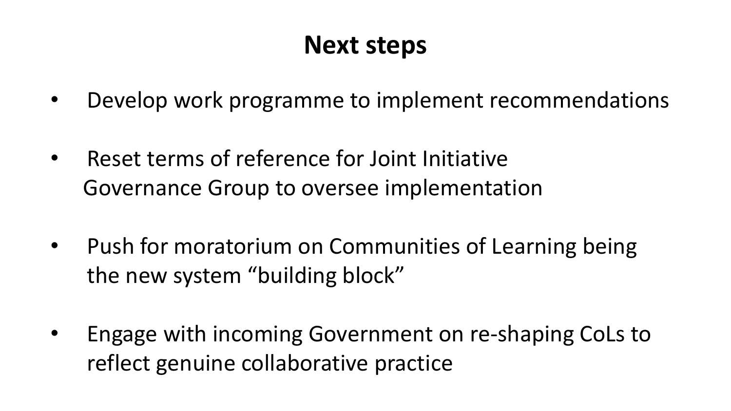# Next steps

- Develop work programme to implement recommendations
- Reset terms of reference for Joint Initiative Governance Group to oversee implementation
- Push for moratorium on Communities of Learning being the new system "building block"
- Engage with incoming Government on re-shaping CoLs to reflect genuine collaborative practice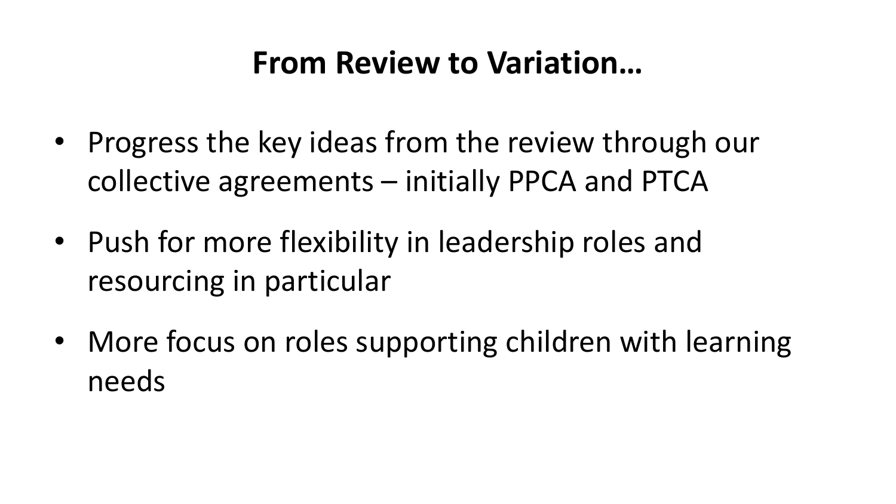# From Review to Variation…

- Progress the key ideas from the review through our collective agreements – initially PPCA and PTCA
- Push for more flexibility in leadership roles and resourcing in particular
- More focus on roles supporting children with learning needs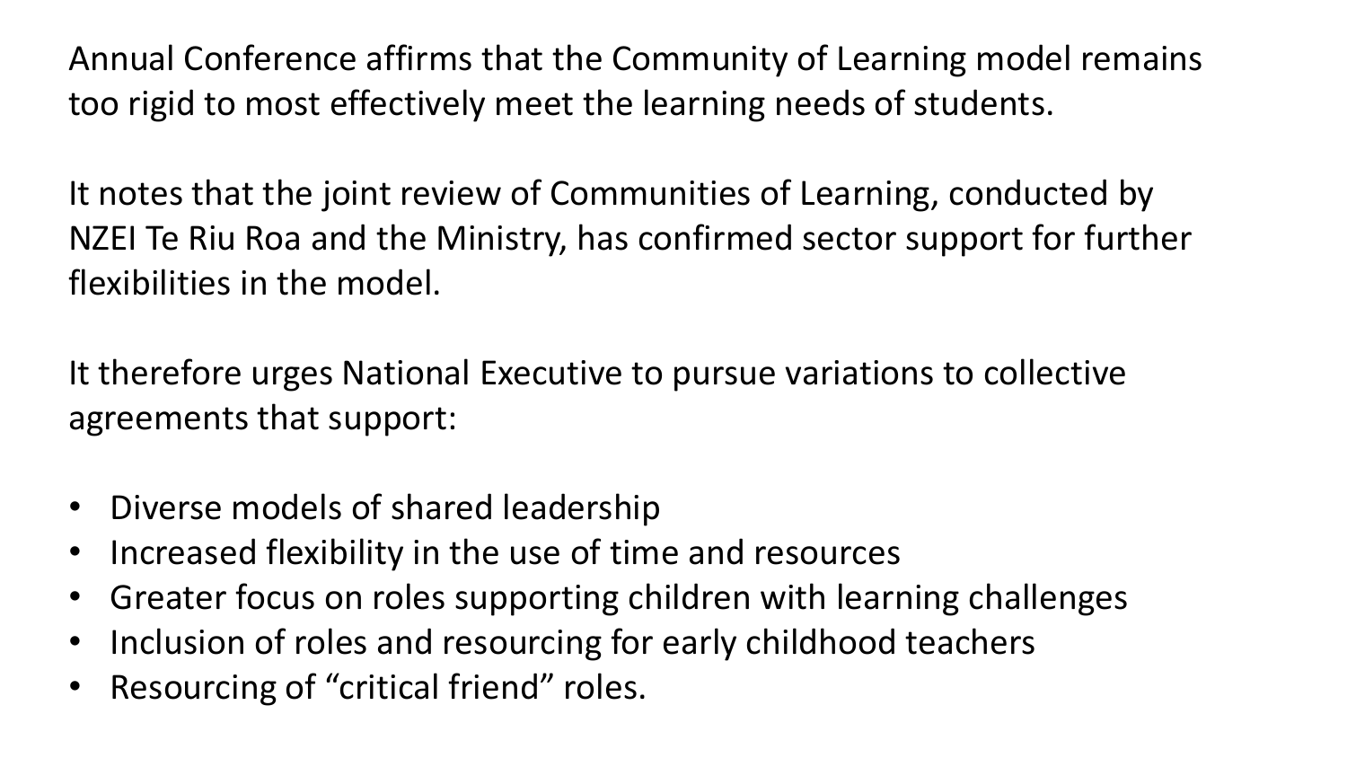Annual Conference affirms that the Community of Learning model remains too rigid to most effectively meet the learning needs of students.

It notes that the joint review of Communities of Learning, conducted by NZEI Te Riu Roa and the Ministry, has confirmed sector support for further flexibilities in the model.

It therefore urges National Executive to pursue variations to collective agreements that support:

- Diverse models of shared leadership
- Increased flexibility in the use of time and resources
- Greater focus on roles supporting children with learning challenges
- Inclusion of roles and resourcing for early childhood teachers
- Resourcing of “critical friend” roles.